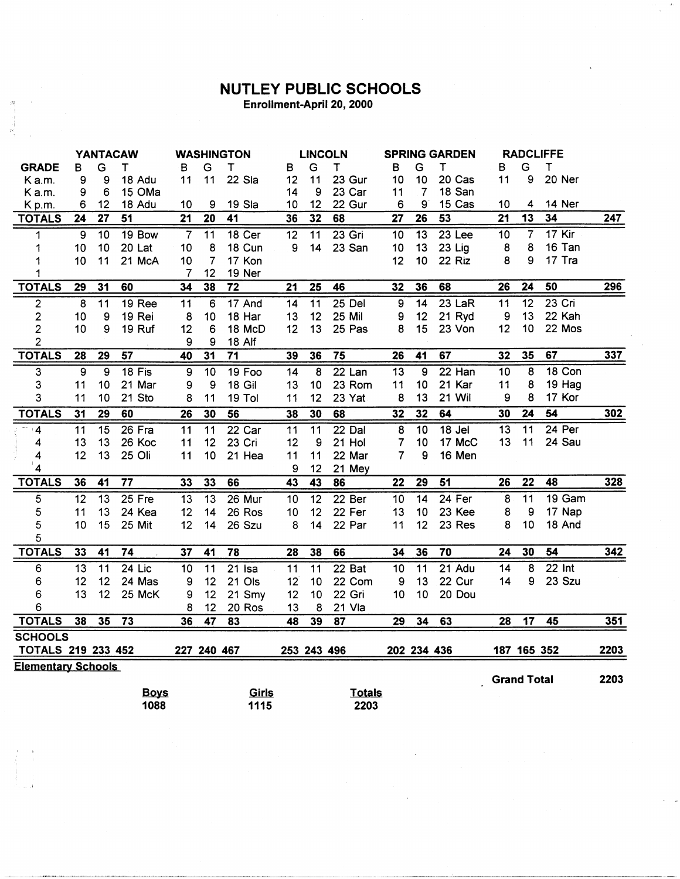# NUTLEY PUBLIC SCHOOLS

**Enrollment-April 20, 2000**

| GRADE | YANTACAW B | G | T | | WASHINGTON B | G | T | | LINCOLN B | G | T | | SPRING GARDEN B | G | T | | RADCLIFFE B | G | T | | |
|---|---|---|---|---|---|---|---|---|---|---|---|---|---|---|---|---|---|---|---|---|---|
| K a.m. | 9 | 9 | 18 | Adu | 11 | 11 | 22 | Sla | 12 | 11 | 23 | Gur | 10 | 10 | 20 | Cas | 11 | 9 | 20 | Ner | |
| K a.m. | 9 | 6 | 15 | OMa | | | | | 14 | 9 | 23 | Car | 11 | 7 | 18 | San | | | | | |
| K p.m. | 6 | 12 | 18 | Adu | 10 | 9 | 19 | Sla | 10 | 12 | 22 | Gur | 6 | 9 | 15 | Cas | 10 | 4 | 14 | Ner | |
| **TOTALS** | **24** | **27** | **51** | | **21** | **20** | **41** | | **36** | **32** | **68** | | **27** | **26** | **53** | | **21** | **13** | **34** | | **247** |
| 1 | 9 | 10 | 19 | Bow | 7 | 11 | 18 | Cer | 12 | 11 | 23 | Gri | 10 | 13 | 23 | Lee | 10 | 7 | 17 | Kir | |
| 1 | 10 | 10 | 20 | Lat | 10 | 8 | 18 | Cun | 9 | 14 | 23 | San | 10 | 13 | 23 | Lig | 8 | 8 | 16 | Tan | |
| 1 | 10 | 11 | 21 | McA | 10 | 7 | 17 | Kon | | | | | 12 | 10 | 22 | Riz | 8 | 9 | 17 | Tra | |
| 1 | | | | | 7 | 12 | 19 | Ner | | | | | | | | | | | | | |
| **TOTALS** | **29** | **31** | **60** | | **34** | **38** | **72** | | **21** | **25** | **46** | | **32** | **36** | **68** | | **26** | **24** | **50** | | **296** |
| 2 | 8 | 11 | 19 | Ree | 11 | 6 | 17 | And | 14 | 11 | 25 | Del | 9 | 14 | 23 | LaR | 11 | 12 | 23 | Cri | |
| 2 | 10 | 9 | 19 | Rei | 8 | 10 | 18 | Har | 13 | 12 | 25 | Mil | 9 | 12 | 21 | Ryd | 9 | 13 | 22 | Kah | |
| 2 | 10 | 9 | 19 | Ruf | 12 | 6 | 18 | McD | 12 | 13 | 25 | Pas | 8 | 15 | 23 | Von | 12 | 10 | 22 | Mos | |
| 2 | | | | | 9 | 9 | 18 | Alf | | | | | | | | | | | | | |
| **TOTALS** | **28** | **29** | **57** | | **40** | **31** | **71** | | **39** | **36** | **75** | | **26** | **41** | **67** | | **32** | **35** | **67** | | **337** |
| 3 | 9 | 9 | 18 | Fis | 9 | 10 | 19 | Foo | 14 | 8 | 22 | Lan | 13 | 9 | 22 | Han | 10 | 8 | 18 | Con | |
| 3 | 11 | 10 | 21 | Mar | 9 | 9 | 18 | Gil | 13 | 10 | 23 | Rom | 11 | 10 | 21 | Kar | 11 | 8 | 19 | Hag | |
| 3 | 11 | 10 | 21 | Sto | 8 | 11 | 19 | Tol | 11 | 12 | 23 | Yat | 8 | 13 | 21 | Wil | 9 | 8 | 17 | Kor | |
| **TOTALS** | **31** | **29** | **60** | | **26** | **30** | **56** | | **38** | **30** | **68** | | **32** | **32** | **64** | | **30** | **24** | **54** | | **302** |
| 4 | 11 | 15 | 26 | Fra | 11 | 11 | 22 | Car | 11 | 11 | 22 | Dal | 8 | 10 | 18 | Jel | 13 | 11 | 24 | Per | |
| 4 | 13 | 13 | 26 | Koc | 11 | 12 | 23 | Cri | 12 | 9 | 21 | Hol | 7 | 10 | 17 | McC | 13 | 11 | 24 | Sau | |
| 4 | 12 | 13 | 25 | Oli | 11 | 10 | 21 | Hea | 11 | 11 | 22 | Mar | 7 | 9 | 16 | Men | | | | | |
| 4 | | | | | | | | | 9 | 12 | 21 | Mey | | | | | | | | | |
| **TOTALS** | **36** | **41** | **77** | | **33** | **33** | **66** | | **43** | **43** | **86** | | **22** | **29** | **51** | | **26** | **22** | **48** | | **328** |
| 5 | 12 | 13 | 25 | Fre | 13 | 13 | 26 | Mur | 10 | 12 | 22 | Ber | 10 | 14 | 24 | Fer | 8 | 11 | 19 | Gam | |
| 5 | 11 | 13 | 24 | Kea | 12 | 14 | 26 | Ros | 10 | 12 | 22 | Fer | 13 | 10 | 23 | Kee | 8 | 9 | 17 | Nap | |
| 5 | 10 | 15 | 25 | Mit | 12 | 14 | 26 | Szu | 8 | 14 | 22 | Par | 11 | 12 | 23 | Res | 8 | 10 | 18 | And | |
| 5 | | | | | | | | | | | | | | | | | | | | | |
| **TOTALS** | **33** | **41** | **74** | | **37** | **41** | **78** | | **28** | **38** | **66** | | **34** | **36** | **70** | | **24** | **30** | **54** | | **342** |
| 6 | 13 | 11 | 24 | Lic | 10 | 11 | 21 | Isa | 11 | 11 | 22 | Bat | 10 | 11 | 21 | Adu | 14 | 8 | 22 | Int | |
| 6 | 12 | 12 | 24 | Mas | 9 | 12 | 21 | Ols | 12 | 10 | 22 | Com | 9 | 13 | 22 | Cur | 14 | 9 | 23 | Szu | |
| 6 | 13 | 12 | 25 | McK | 9 | 12 | 21 | Smy | 12 | 10 | 22 | Gri | 10 | 10 | 20 | Dou | | | | | |
| 6 | | | | | 8 | 12 | 20 | Ros | 13 | 8 | 21 | Vla | | | | | | | | | |
| **TOTALS** | **38** | **35** | **73** | | **36** | **47** | **83** | | **48** | **39** | **87** | | **29** | **34** | **63** | | **28** | **17** | **45** | | **351** |
| **SCHOOLS TOTALS** | **219** | **233** | **452** | | **227** | **240** | **467** | | **253** | **243** | **496** | | **202** | **234** | **436** | | **187** | **165** | **352** | | **2203** |

**Elementary Schools**

**Grand Total** 2203

| **Boys** | **Girls** | **Totals** |
|---|---|---|
| **1088** | **1115** | **2203** |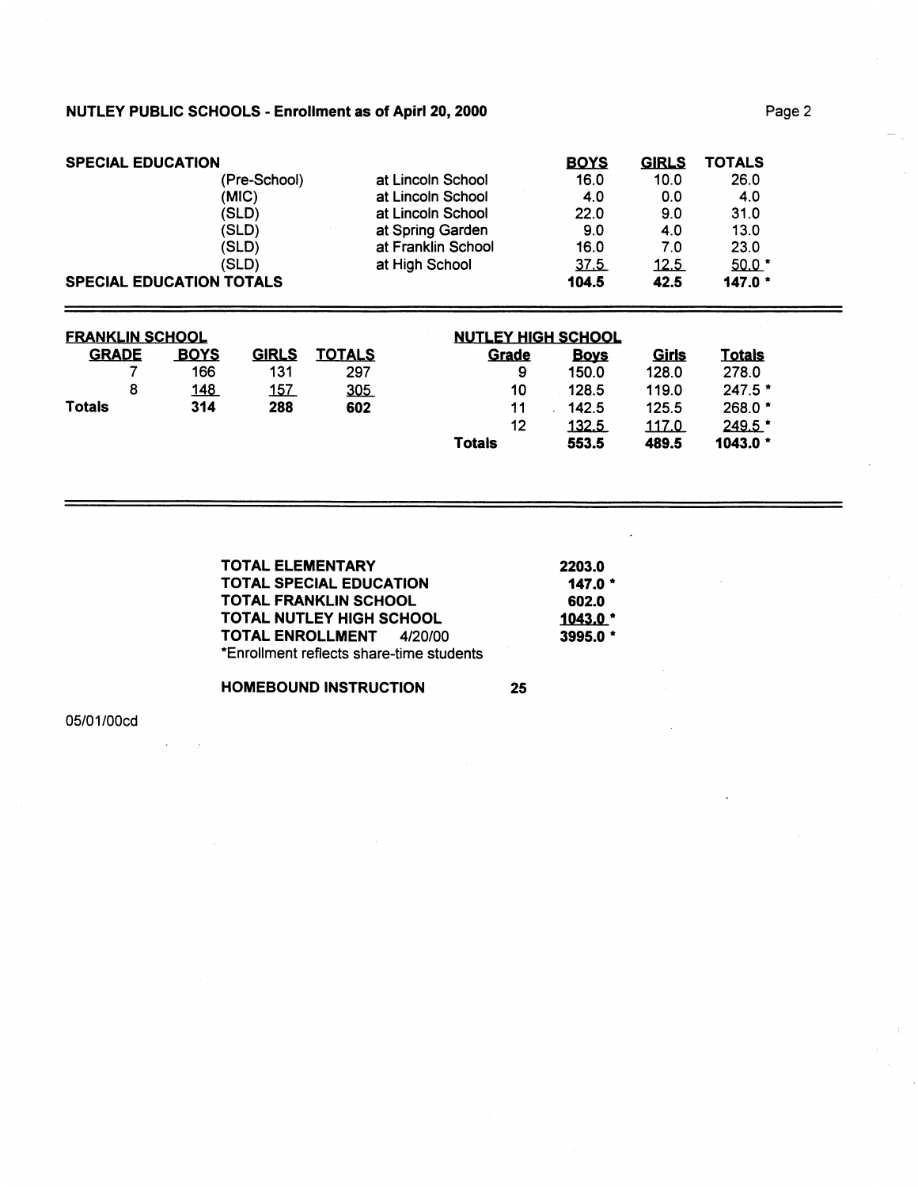## NUTLEY PUBLIC SCHOOLS - Enrollment as of Apirl 20, 2000

| SPECIAL EDUCATION | | | BOYS | GIRLS | TOTALS |
|---|---|---|---|---|---|
| | (Pre-School) | at Lincoln School | 16.0 | 10.0 | 26.0 |
| | (MIC) | at Lincoln School | 4.0 | 0.0 | 4.0 |
| | (SLD) | at Lincoln School | 22.0 | 9.0 | 31.0 |
| | (SLD) | at Spring Garden | 9.0 | 4.0 | 13.0 |
| | (SLD) | at Franklin School | 16.0 | 7.0 | 23.0 |
| | (SLD) | at High School | 37.5 | 12.5 | 50.0 * |
| **SPECIAL EDUCATION TOTALS** | | | **104.5** | **42.5** | **147.0 *** |

**FRANKLIN SCHOOL**

| GRADE | BOYS | GIRLS | TOTALS |
|---|---|---|---|
| 7 | 166 | 131 | 297 |
| 8 | 148 | 157 | 305 |
| **Totals** | **314** | **288** | **602** |

**NUTLEY HIGH SCHOOL**

| Grade | Boys | Girls | Totals |
|---|---|---|---|
| 9 | 150.0 | 128.0 | 278.0 |
| 10 | 128.5 | 119.0 | 247.5 * |
| 11 | 142.5 | 125.5 | 268.0 * |
| 12 | 132.5 | 117.0 | 249.5 * |
| **Totals** | **553.5** | **489.5** | **1043.0 *** |

| | |
|---|---|
| **TOTAL ELEMENTARY** | **2203.0** |
| **TOTAL SPECIAL EDUCATION** | **147.0 *** |
| **TOTAL FRANKLIN SCHOOL** | **602.0** |
| **TOTAL NUTLEY HIGH SCHOOL** | **1043.0 *** |
| **TOTAL ENROLLMENT** 4/20/00 | **3995.0 *** |

*Enrollment reflects share-time students

**HOMEBOUND INSTRUCTION** **25**

05/01/00cd